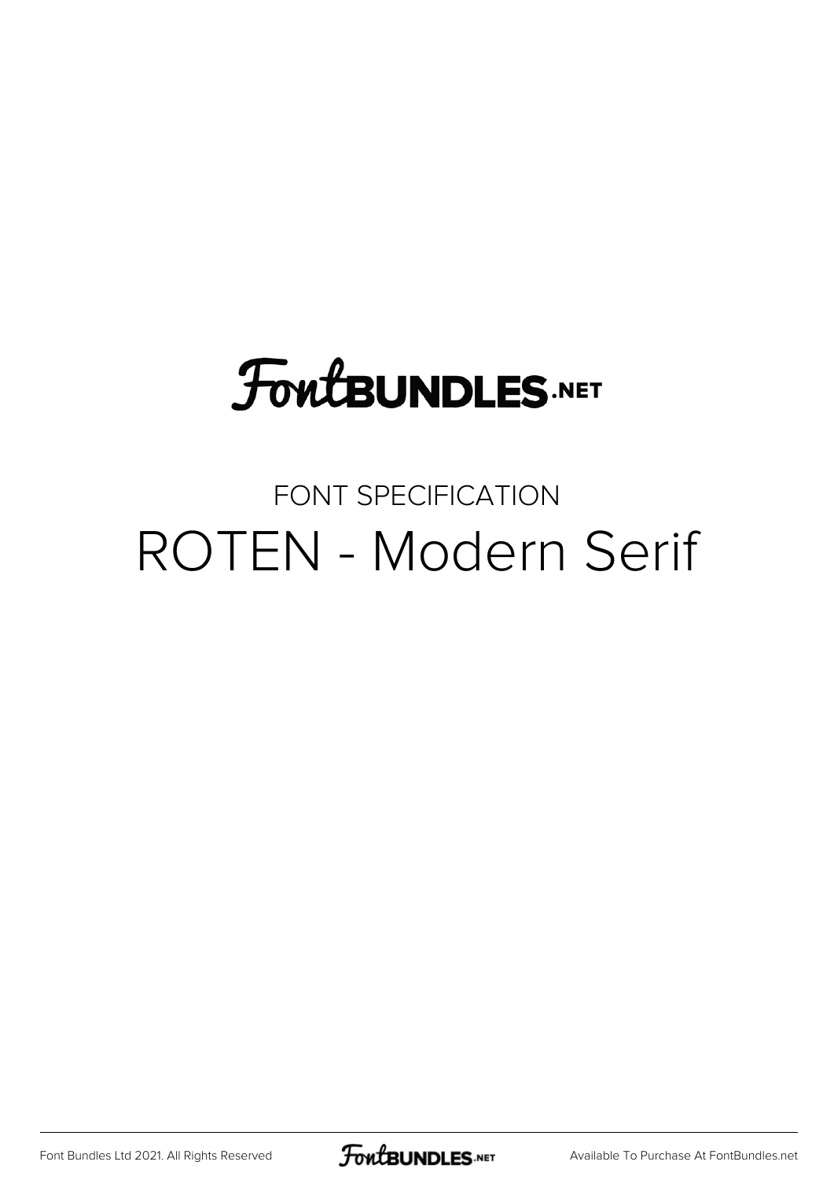# FontBUNDLES.NET

FONT SPECIFICATION

## ROTEN - Modern Serif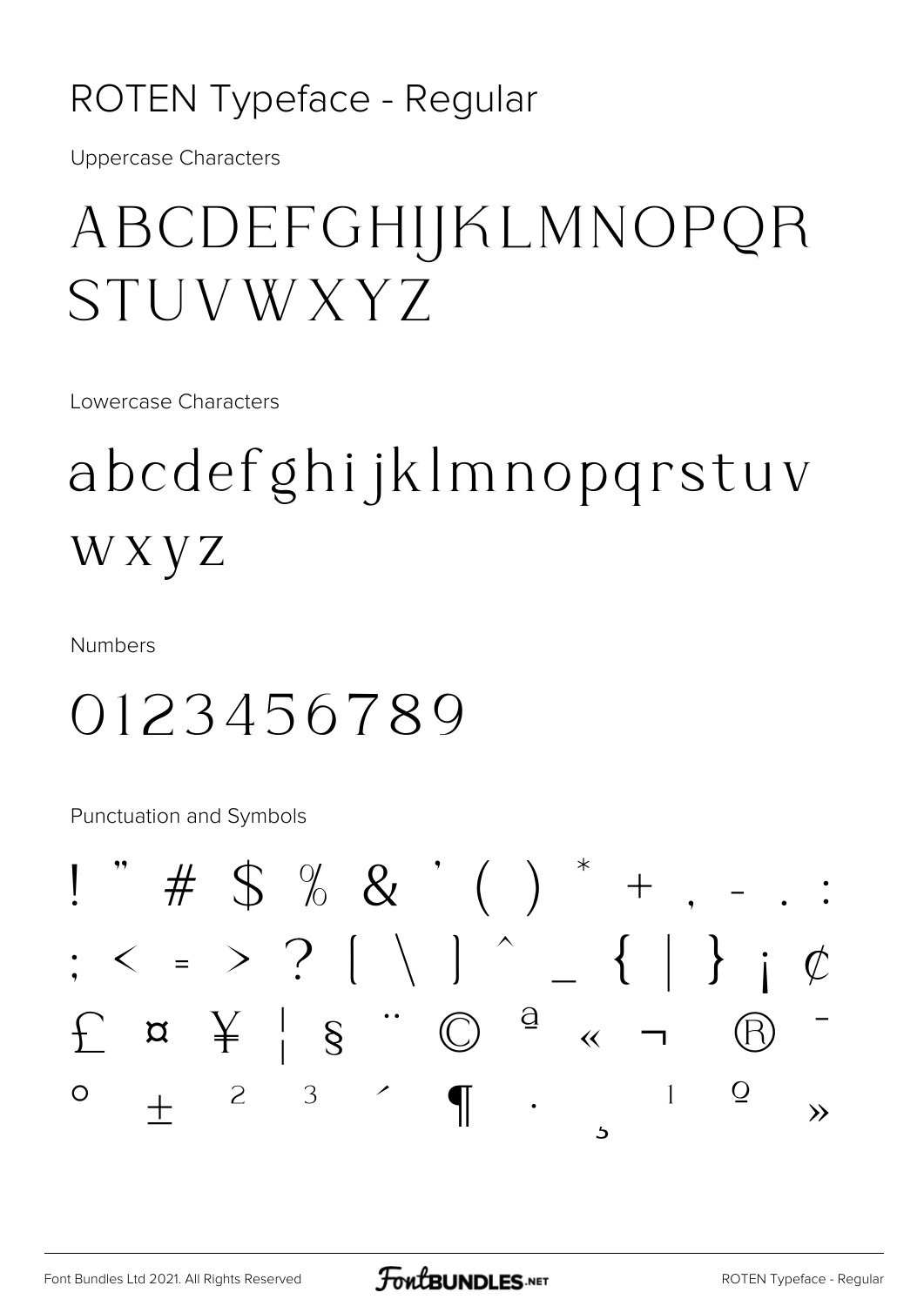# ROTEN Typeface - Regular

Uppercase Characters

ABCDEFGHIJKLMNOPQR STUVWXYZ

Lowercase Characters

abcdefghijklmnopqrstuv wxyz

Numbers

0123456789

Punctuation and Symbols

! " # $ % & ' ( ) * + , - . :
; < = > ? [ \ ] ^ _ { | } ¡ ¢
£ ¤ ¥ ¦ § ¨ © ª « ¬ ® ¯
° ± ² ³ ´ ¶ · ¸ ¹ º »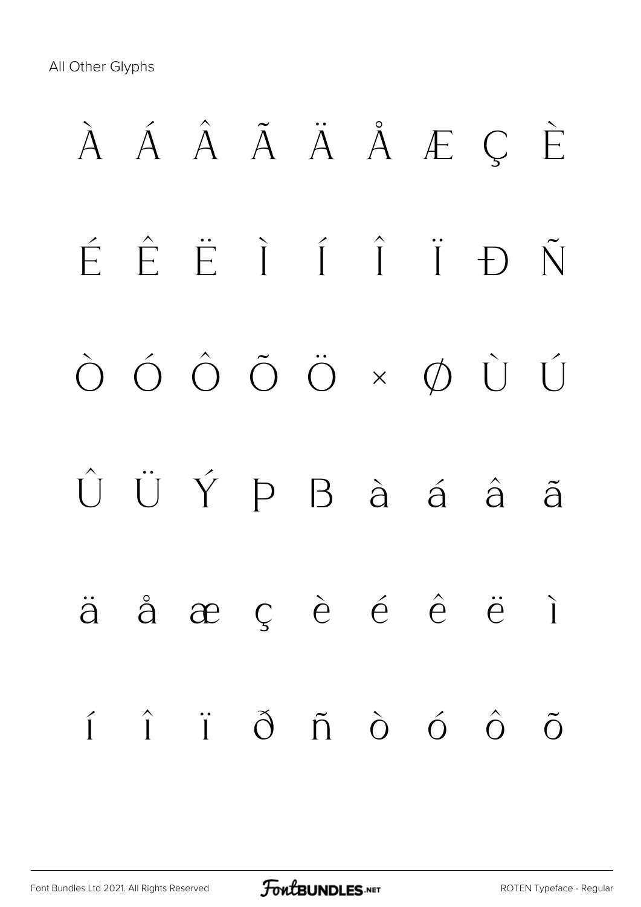All Other Glyphs

À Á Â Ã Ä Å Æ Ç È

É Ê Ë Ì Í Î Ï Ð Ñ

Ò Ó Ô Õ Ö × Ø Ù Ú

Û Ü Ý Þ ß à á â ã

ä å æ ç è é ê ë ì

í î ï ð ñ ò ó ô õ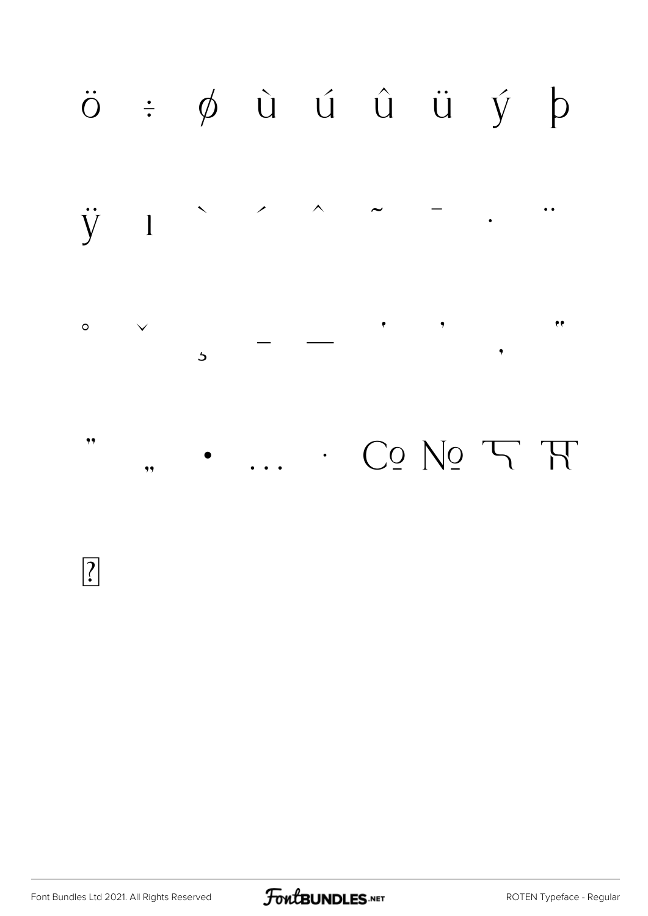ö ÷ ø ù ú û ü ý þ

ÿ ı ˋ ˊ ˆ ˜ ¯ ˙ ¨

˚ ˇ ˛ – — ‘ ’ ‚ “

” „ • … · ℅ № ₹ ₨

�